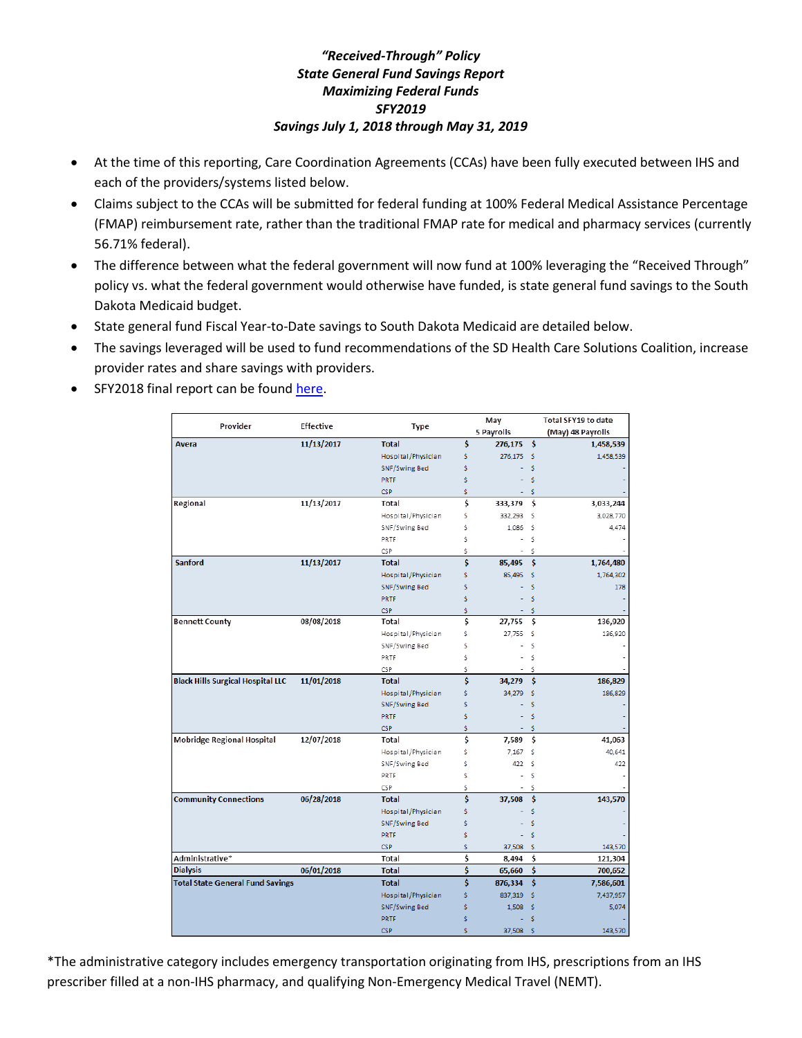### *"Received-Through" Policy*
### *State General Fund Savings Report*
### *Maximizing Federal Funds*
### *SFY2019*
### *Savings July 1, 2018 through May 31, 2019*

- At the time of this reporting, Care Coordination Agreements (CCAs) have been fully executed between IHS and each of the providers/systems listed below.
- Claims subject to the CCAs will be submitted for federal funding at 100% Federal Medical Assistance Percentage (FMAP) reimbursement rate, rather than the traditional FMAP rate for medical and pharmacy services (currently 56.71% federal).
- The difference between what the federal government will now fund at 100% leveraging the "Received Through" policy vs. what the federal government would otherwise have funded, is state general fund savings to the South Dakota Medicaid budget.
- State general fund Fiscal Year-to-Date savings to South Dakota Medicaid are detailed below.
- The savings leveraged will be used to fund recommendations of the SD Health Care Solutions Coalition, increase provider rates and share savings with providers.
- SFY2018 final report can be found here.

| Provider | Effective | Type | May 5 Payrolls | Total SFY19 to date (May) 48 Payrolls |
|---|---|---|---|---|
| **Avera** | **11/13/2017** | **Total** | **$ 276,175** | **$ 1,458,539** |
| | | Hospital/Physician | $ 276,175 | $ 1,458,539 |
| | | SNF/Swing Bed | $ - | $ - |
| | | PRTF | $ - | $ - |
| | | CSP | $ - | $ - |
| **Regional** | **11/13/2017** | **Total** | **$ 333,379** | **$ 3,033,244** |
| | | Hospital/Physician | $ 332,293 | $ 3,028,770 |
| | | SNF/Swing Bed | $ 1,086 | $ 4,474 |
| | | PRTF | $ - | $ - |
| | | CSP | $ - | $ - |
| **Sanford** | **11/13/2017** | **Total** | **$ 85,495** | **$ 1,764,480** |
| | | Hospital/Physician | $ 85,495 | $ 1,764,302 |
| | | SNF/Swing Bed | $ - | $ 178 |
| | | PRTF | $ - | $ - |
| | | CSP | $ - | $ - |
| **Bennett County** | **08/08/2018** | **Total** | **$ 27,755** | **$ 136,920** |
| | | Hospital/Physician | $ 27,755 | $ 136,920 |
| | | SNF/Swing Bed | $ - | $ - |
| | | PRTF | $ - | $ - |
| | | CSP | $ - | $ - |
| **Black Hills Surgical Hospital LLC** | **11/01/2018** | **Total** | **$ 34,279** | **$ 186,829** |
| | | Hospital/Physician | $ 34,279 | $ 186,829 |
| | | SNF/Swing Bed | $ - | $ - |
| | | PRTF | $ - | $ - |
| | | CSP | $ - | $ - |
| **Mobridge Regional Hospital** | **12/07/2018** | **Total** | **$ 7,589** | **$ 41,063** |
| | | Hospital/Physician | $ 7,167 | $ 40,641 |
| | | SNF/Swing Bed | $ 422 | $ 422 |
| | | PRTF | $ - | $ - |
| | | CSP | $ - | $ - |
| **Community Connections** | **06/28/2018** | **Total** | **$ 37,508** | **$ 143,570** |
| | | Hospital/Physician | $ - | $ - |
| | | SNF/Swing Bed | $ - | $ - |
| | | PRTF | $ - | $ - |
| | | CSP | $ 37,508 | $ 143,570 |
| **Administrative*** | | **Total** | **$ 8,494** | **$ 121,304** |
| **Dialysis** | **06/01/2018** | **Total** | **$ 65,660** | **$ 700,652** |
| **Total State General Fund Savings** | | **Total** | **$ 876,334** | **$ 7,586,601** |
| | | Hospital/Physician | $ 837,319 | $ 7,437,957 |
| | | SNF/Swing Bed | $ 1,508 | $ 5,074 |
| | | PRTF | $ - | $ - |
| | | CSP | $ 37,508 | $ 143,570 |

*The administrative category includes emergency transportation originating from IHS, prescriptions from an IHS prescriber filled at a non-IHS pharmacy, and qualifying Non-Emergency Medical Travel (NEMT).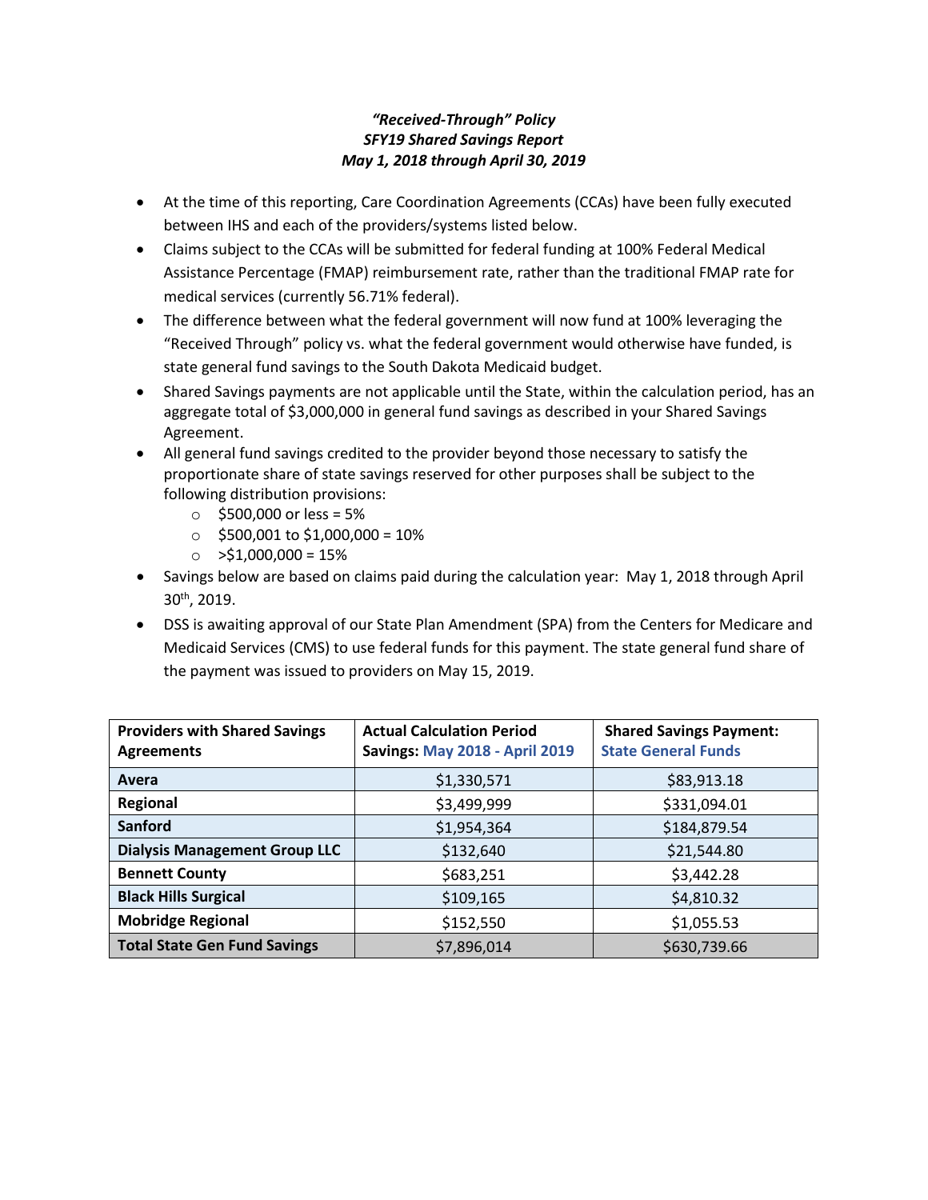***"Received-Through" Policy***
***SFY19 Shared Savings Report***
***May 1, 2018 through April 30, 2019***

- At the time of this reporting, Care Coordination Agreements (CCAs) have been fully executed between IHS and each of the providers/systems listed below.
- Claims subject to the CCAs will be submitted for federal funding at 100% Federal Medical Assistance Percentage (FMAP) reimbursement rate, rather than the traditional FMAP rate for medical services (currently 56.71% federal).
- The difference between what the federal government will now fund at 100% leveraging the "Received Through" policy vs. what the federal government would otherwise have funded, is state general fund savings to the South Dakota Medicaid budget.
- Shared Savings payments are not applicable until the State, within the calculation period, has an aggregate total of $3,000,000 in general fund savings as described in your Shared Savings Agreement.
- All general fund savings credited to the provider beyond those necessary to satisfy the proportionate share of state savings reserved for other purposes shall be subject to the following distribution provisions:
  - $500,000 or less = 5%
  - $500,001 to $1,000,000 = 10%
  - >$1,000,000 = 15%
- Savings below are based on claims paid during the calculation year: May 1, 2018 through April 30th, 2019.
- DSS is awaiting approval of our State Plan Amendment (SPA) from the Centers for Medicare and Medicaid Services (CMS) to use federal funds for this payment. The state general fund share of the payment was issued to providers on May 15, 2019.

| Providers with Shared Savings Agreements | Actual Calculation Period Savings: May 2018 - April 2019 | Shared Savings Payment: State General Funds |
|---|---|---|
| **Avera** | $1,330,571 | $83,913.18 |
| **Regional** | $3,499,999 | $331,094.01 |
| **Sanford** | $1,954,364 | $184,879.54 |
| **Dialysis Management Group LLC** | $132,640 | $21,544.80 |
| **Bennett County** | $683,251 | $3,442.28 |
| **Black Hills Surgical** | $109,165 | $4,810.32 |
| **Mobridge Regional** | $152,550 | $1,055.53 |
| **Total State Gen Fund Savings** | $7,896,014 | $630,739.66 |